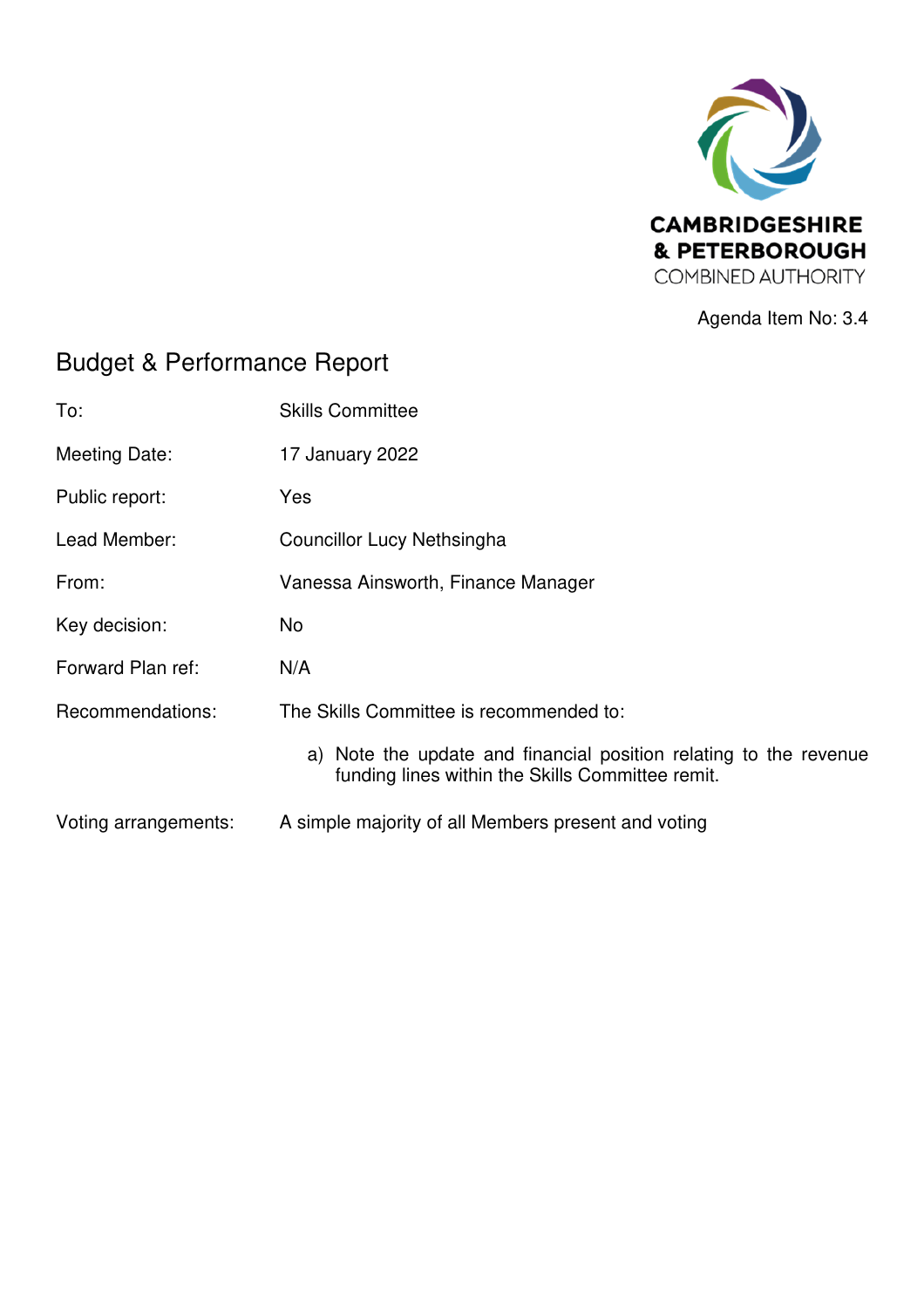CAMBRIDGESHIRE & PETERBOROUGH COMBINED AUTHORITY

Agenda Item No: 3.4

# Budget & Performance Report

| | |
|---|---|
| To: | Skills Committee |
| Meeting Date: | 17 January 2022 |
| Public report: | Yes |
| Lead Member: | Councillor Lucy Nethsingha |
| From: | Vanessa Ainsworth, Finance Manager |
| Key decision: | No |
| Forward Plan ref: | N/A |
| Recommendations: | The Skills Committee is recommended to:<br><br>a) Note the update and financial position relating to the revenue funding lines within the Skills Committee remit. |
| Voting arrangements: | A simple majority of all Members present and voting |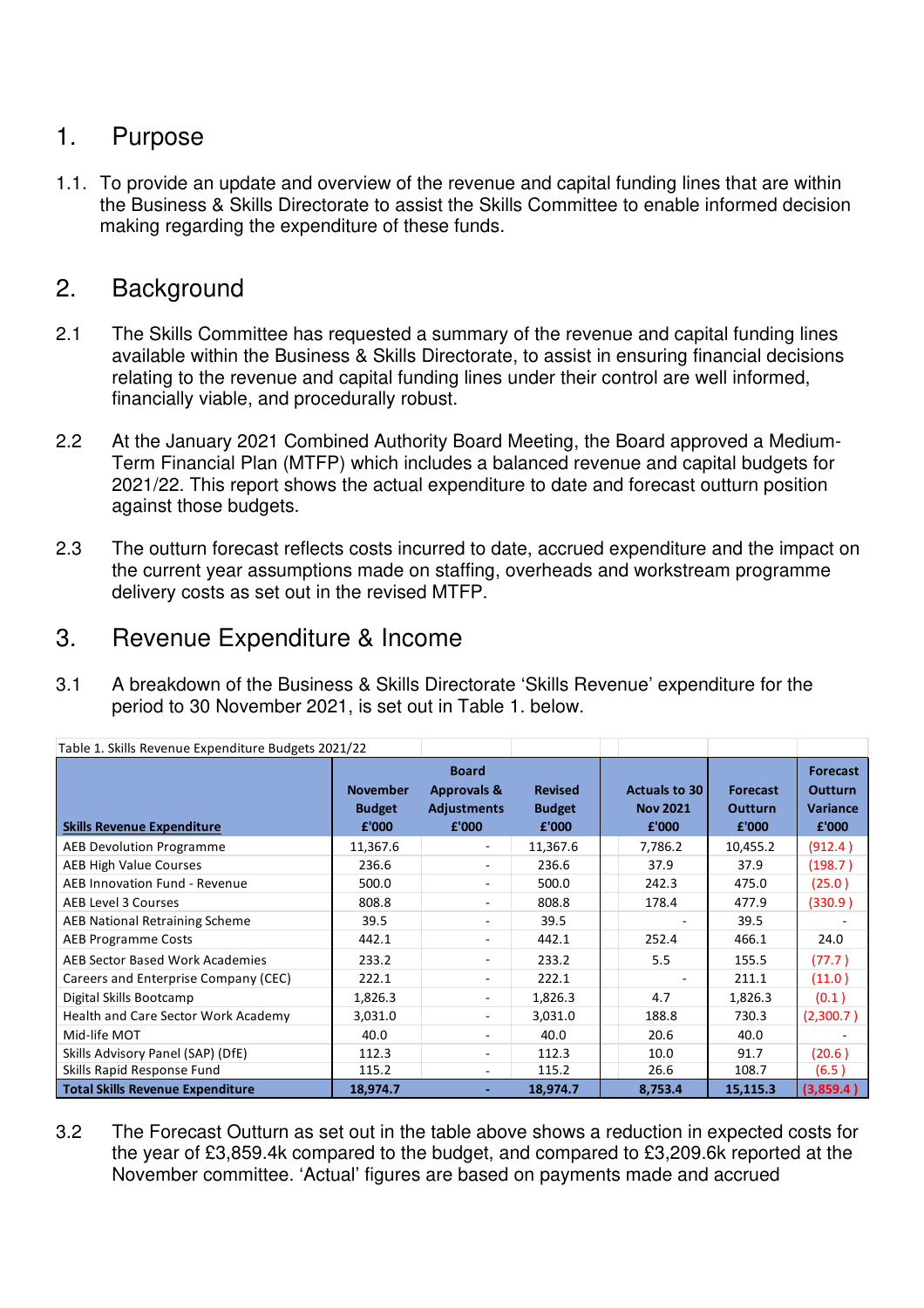## 1. Purpose

1.1. To provide an update and overview of the revenue and capital funding lines that are within the Business & Skills Directorate to assist the Skills Committee to enable informed decision making regarding the expenditure of these funds.

## 2. Background

2.1 The Skills Committee has requested a summary of the revenue and capital funding lines available within the Business & Skills Directorate, to assist in ensuring financial decisions relating to the revenue and capital funding lines under their control are well informed, financially viable, and procedurally robust.

2.2 At the January 2021 Combined Authority Board Meeting, the Board approved a Medium-Term Financial Plan (MTFP) which includes a balanced revenue and capital budgets for 2021/22. This report shows the actual expenditure to date and forecast outturn position against those budgets.

2.3 The outturn forecast reflects costs incurred to date, accrued expenditure and the impact on the current year assumptions made on staffing, overheads and workstream programme delivery costs as set out in the revised MTFP.

## 3. Revenue Expenditure & Income

3.1 A breakdown of the Business & Skills Directorate 'Skills Revenue' expenditure for the period to 30 November 2021, is set out in Table 1. below.

Table 1. Skills Revenue Expenditure Budgets 2021/22

| **Skills Revenue Expenditure** | **November Budget £'000** | **Board Approvals & Adjustments £'000** | **Revised Budget £'000** | **Actuals to 30 Nov 2021 £'000** | **Forecast Outturn £'000** | **Forecast Outturn Variance £'000** |
|---|---|---|---|---|---|---|
| AEB Devolution Programme | 11,367.6 | - | 11,367.6 | 7,786.2 | 10,455.2 | (912.4) |
| AEB High Value Courses | 236.6 | - | 236.6 | 37.9 | 37.9 | (198.7) |
| AEB Innovation Fund - Revenue | 500.0 | - | 500.0 | 242.3 | 475.0 | (25.0) |
| AEB Level 3 Courses | 808.8 | - | 808.8 | 178.4 | 477.9 | (330.9) |
| AEB National Retraining Scheme | 39.5 | - | 39.5 | - | 39.5 | - |
| AEB Programme Costs | 442.1 | - | 442.1 | 252.4 | 466.1 | 24.0 |
| AEB Sector Based Work Academies | 233.2 | - | 233.2 | 5.5 | 155.5 | (77.7) |
| Careers and Enterprise Company (CEC) | 222.1 | - | 222.1 | - | 211.1 | (11.0) |
| Digital Skills Bootcamp | 1,826.3 | - | 1,826.3 | 4.7 | 1,826.3 | (0.1) |
| Health and Care Sector Work Academy | 3,031.0 | - | 3,031.0 | 188.8 | 730.3 | (2,300.7) |
| Mid-life MOT | 40.0 | - | 40.0 | 20.6 | 40.0 | - |
| Skills Advisory Panel (SAP) (DfE) | 112.3 | - | 112.3 | 10.0 | 91.7 | (20.6) |
| Skills Rapid Response Fund | 115.2 | - | 115.2 | 26.6 | 108.7 | (6.5) |
| **Total Skills Revenue Expenditure** | **18,974.7** | **-** | **18,974.7** | **8,753.4** | **15,115.3** | **(3,859.4)** |

3.2 The Forecast Outturn as set out in the table above shows a reduction in expected costs for the year of £3,859.4k compared to the budget, and compared to £3,209.6k reported at the November committee. 'Actual' figures are based on payments made and accrued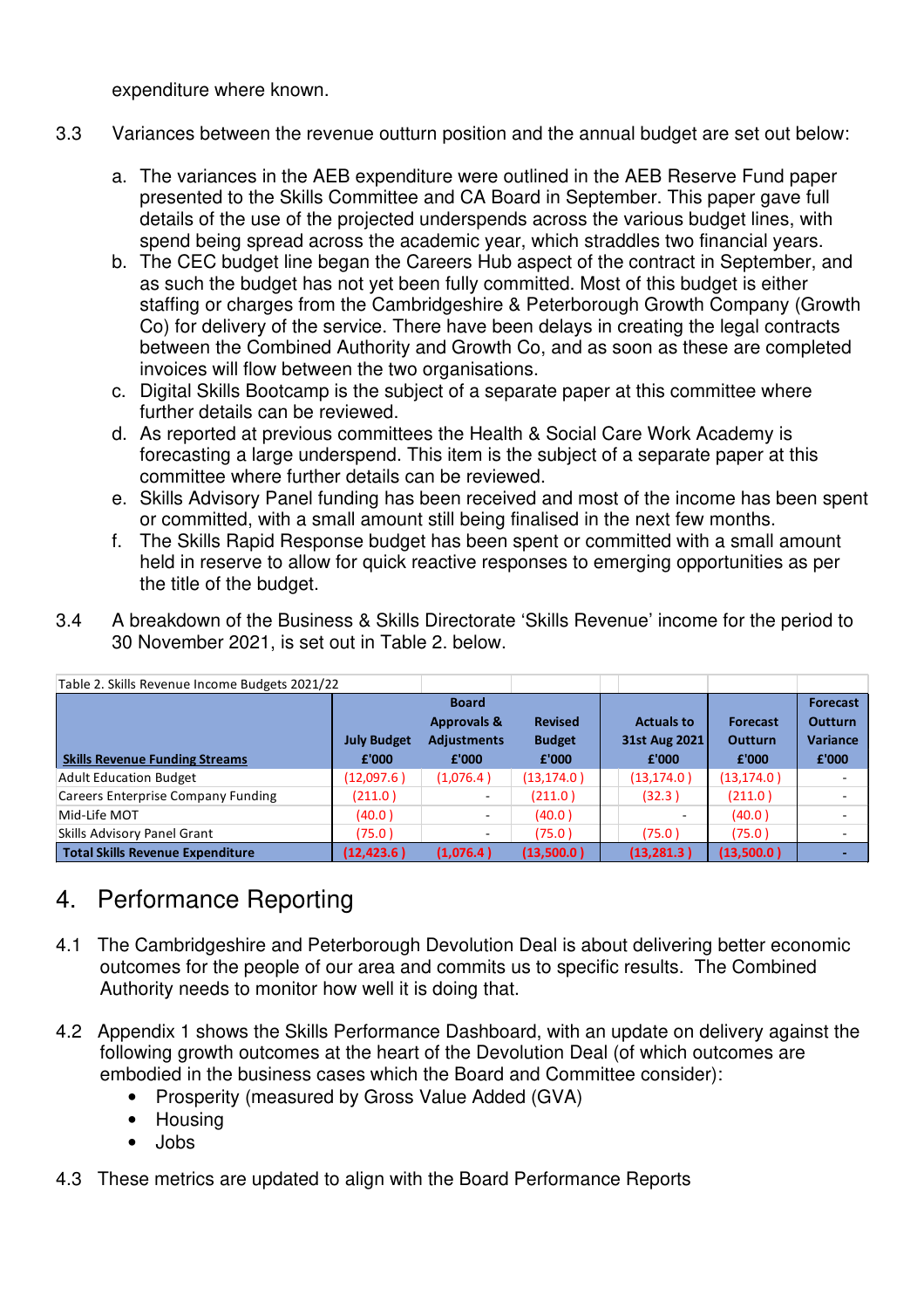expenditure where known.

3.3 Variances between the revenue outturn position and the annual budget are set out below:

a. The variances in the AEB expenditure were outlined in the AEB Reserve Fund paper presented to the Skills Committee and CA Board in September. This paper gave full details of the use of the projected underspends across the various budget lines, with spend being spread across the academic year, which straddles two financial years.
b. The CEC budget line began the Careers Hub aspect of the contract in September, and as such the budget has not yet been fully committed. Most of this budget is either staffing or charges from the Cambridgeshire & Peterborough Growth Company (Growth Co) for delivery of the service. There have been delays in creating the legal contracts between the Combined Authority and Growth Co, and as soon as these are completed invoices will flow between the two organisations.
c. Digital Skills Bootcamp is the subject of a separate paper at this committee where further details can be reviewed.
d. As reported at previous committees the Health & Social Care Work Academy is forecasting a large underspend. This item is the subject of a separate paper at this committee where further details can be reviewed.
e. Skills Advisory Panel funding has been received and most of the income has been spent or committed, with a small amount still being finalised in the next few months.
f. The Skills Rapid Response budget has been spent or committed with a small amount held in reserve to allow for quick reactive responses to emerging opportunities as per the title of the budget.

3.4 A breakdown of the Business & Skills Directorate 'Skills Revenue' income for the period to 30 November 2021, is set out in Table 2. below.

Table 2. Skills Revenue Income Budgets 2021/22

| Skills Revenue Funding Streams | July Budget £'000 | Board Approvals & Adjustments £'000 | Revised Budget £'000 | Actuals to 31st Aug 2021 £'000 | Forecast Outturn £'000 | Forecast Outturn Variance £'000 |
|---|---|---|---|---|---|---|
| Adult Education Budget | (12,097.6 ) | (1,076.4 ) | (13,174.0 ) | (13,174.0 ) | (13,174.0 ) | - |
| Careers Enterprise Company Funding | (211.0 ) | - | (211.0 ) | (32.3 ) | (211.0 ) | - |
| Mid-Life MOT | (40.0 ) | - | (40.0 ) | - | (40.0 ) | - |
| Skills Advisory Panel Grant | (75.0 ) | - | (75.0 ) | (75.0 ) | (75.0 ) | - |
| **Total Skills Revenue Expenditure** | **(12,423.6 )** | **(1,076.4 )** | **(13,500.0 )** | **(13,281.3 )** | **(13,500.0 )** | **-** |

# 4. Performance Reporting

4.1 The Cambridgeshire and Peterborough Devolution Deal is about delivering better economic outcomes for the people of our area and commits us to specific results. The Combined Authority needs to monitor how well it is doing that.

4.2 Appendix 1 shows the Skills Performance Dashboard, with an update on delivery against the following growth outcomes at the heart of the Devolution Deal (of which outcomes are embodied in the business cases which the Board and Committee consider):

- Prosperity (measured by Gross Value Added (GVA)
- Housing
- Jobs

4.3 These metrics are updated to align with the Board Performance Reports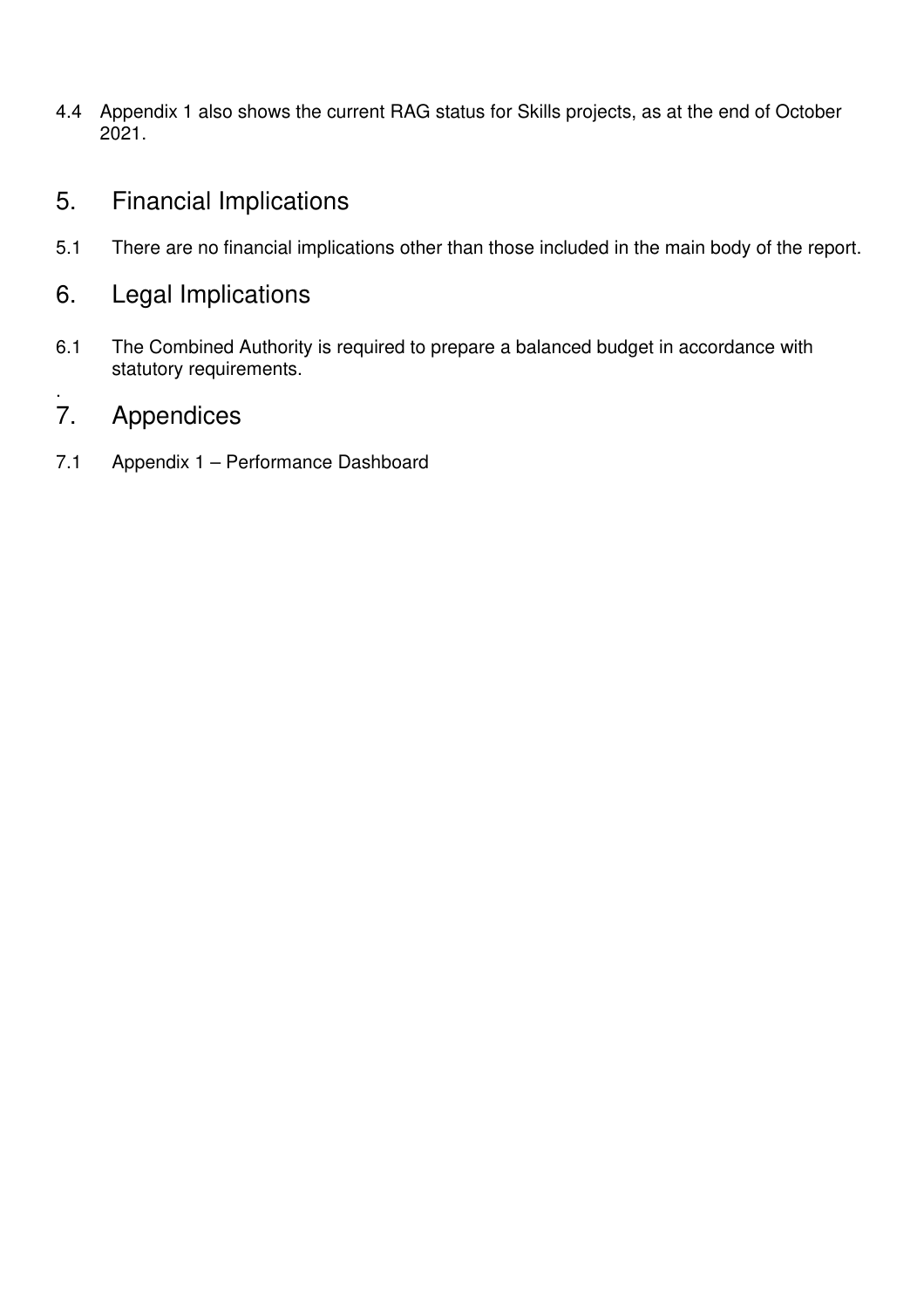4.4 Appendix 1 also shows the current RAG status for Skills projects, as at the end of October 2021.

## 5. Financial Implications

5.1 There are no financial implications other than those included in the main body of the report.

## 6. Legal Implications

6.1 The Combined Authority is required to prepare a balanced budget in accordance with statutory requirements.

.

## 7. Appendices

7.1 Appendix 1 – Performance Dashboard